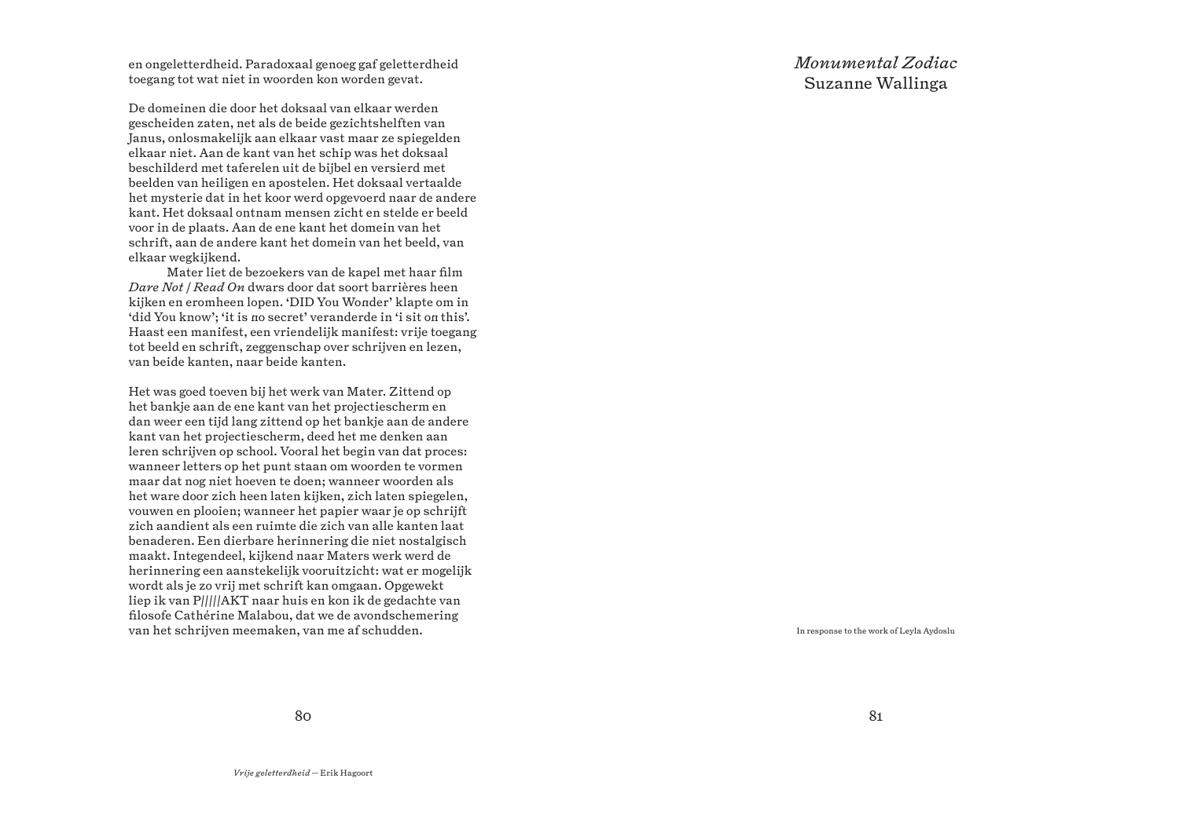en ongeletterdheid. Paradoxaal genoeg gaf geletterdheid toegang tot wat niet in woorden kon worden gevat.

De domeinen die door het doksaal van elkaar werden gescheiden zaten, net als de beide gezichtshelften van Janus, onlosmakelijk aan elkaar vast maar ze spiegelden elkaar niet. Aan de kant van het schip was het doksaal beschilderd met taferelen uit de bijbel en versierd met beelden van heiligen en apostelen. Het doksaal vertaalde het mysterie dat in het koor werd opgevoerd naar de andere kant. Het doksaal ontnam mensen zicht en stelde er beeld voor in de plaats. Aan de ene kant het domein van het schrift, aan de andere kant het domein van het beeld, van elkaar wegkijkend.

Mater liet de bezoekers van de kapel met haar film *Dare Not / Read On* dwars door dat soort barrières heen kijken en eromheen lopen. 'DID You Wonder' klapte om in 'did You know'; 'it is no secret' veranderde in 'i sit on this'. Haast een manifest, een vriendelijk manifest: vrije toegang tot beeld en schrift, zeggenschap over schrijven en lezen, van beide kanten, naar beide kanten.

Het was goed toeven bij het werk van Mater. Zittend op het bankje aan de ene kant van het projectiescherm en dan weer een tijd lang zittend op het bankje aan de andere kant van het projectiescherm, deed het me denken aan leren schrijven op school. Vooral het begin van dat proces: wanneer letters op het punt staan om woorden te vormen maar dat nog niet hoeven te doen; wanneer woorden als het ware door zich heen laten kijken, zich laten spiegelen, vouwen en plooien; wanneer het papier waar je op schrijft zich aandient als een ruimte die zich van alle kanten laat benaderen. Een dierbare herinnering die niet nostalgisch maakt. Integendeel, kijkend naar Maters werk werd de herinnering een aanstekelijk vooruitzicht: wat er mogelijk wordt als je zo vrij met schrift kan omgaan. Opgewekt liep ik van P/////AKT naar huis en kon ik de gedachte van filosofe Cathérine Malabou, dat we de avondschemering van het schrijven meemaken, van me af schudden.

# *Monumental Zodiac*
## Suzanne Wallinga

In response to the work of Leyla Aydoslu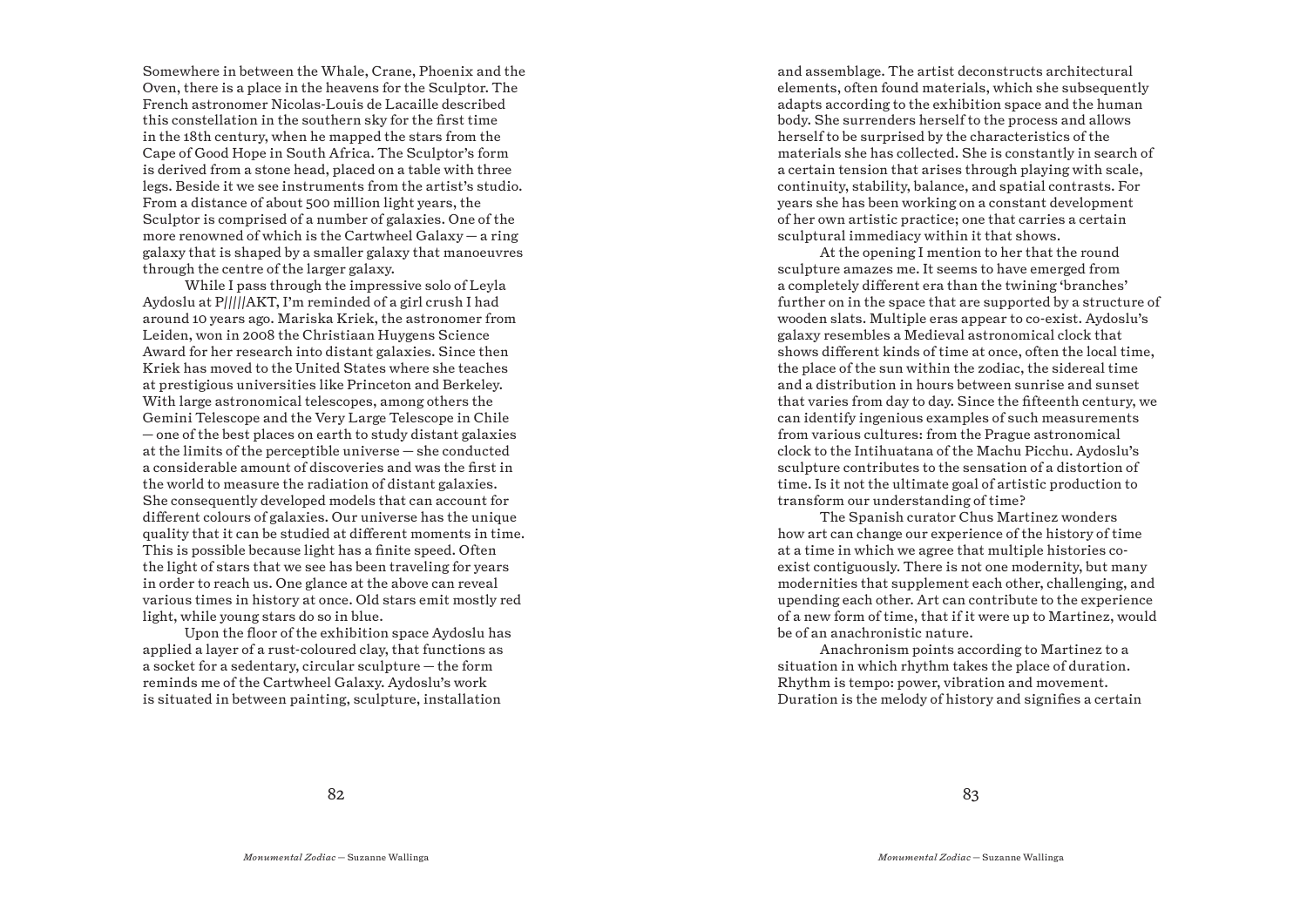Somewhere in between the Whale, Crane, Phoenix and the Oven, there is a place in the heavens for the Sculptor. The French astronomer Nicolas-Louis de Lacaille described this constellation in the southern sky for the first time in the 18th century, when he mapped the stars from the Cape of Good Hope in South Africa. The Sculptor's form is derived from a stone head, placed on a table with three legs. Beside it we see instruments from the artist's studio. From a distance of about 500 million light years, the Sculptor is comprised of a number of galaxies. One of the more renowned of which is the Cartwheel Galaxy — a ring galaxy that is shaped by a smaller galaxy that manoeuvres through the centre of the larger galaxy.

While I pass through the impressive solo of Leyla Aydoslu at P/////AKT, I'm reminded of a girl crush I had around 10 years ago. Mariska Kriek, the astronomer from Leiden, won in 2008 the Christiaan Huygens Science Award for her research into distant galaxies. Since then Kriek has moved to the United States where she teaches at prestigious universities like Princeton and Berkeley. With large astronomical telescopes, among others the Gemini Telescope and the Very Large Telescope in Chile — one of the best places on earth to study distant galaxies at the limits of the perceptible universe — she conducted a considerable amount of discoveries and was the first in the world to measure the radiation of distant galaxies. She consequently developed models that can account for different colours of galaxies. Our universe has the unique quality that it can be studied at different moments in time. This is possible because light has a finite speed. Often the light of stars that we see has been traveling for years in order to reach us. One glance at the above can reveal various times in history at once. Old stars emit mostly red light, while young stars do so in blue.

Upon the floor of the exhibition space Aydoslu has applied a layer of a rust-coloured clay, that functions as a socket for a sedentary, circular sculpture — the form reminds me of the Cartwheel Galaxy. Aydoslu's work is situated in between painting, sculpture, installation and assemblage. The artist deconstructs architectural elements, often found materials, which she subsequently adapts according to the exhibition space and the human body. She surrenders herself to the process and allows herself to be surprised by the characteristics of the materials she has collected. She is constantly in search of a certain tension that arises through playing with scale, continuity, stability, balance, and spatial contrasts. For years she has been working on a constant development of her own artistic practice; one that carries a certain sculptural immediacy within it that shows.

At the opening I mention to her that the round sculpture amazes me. It seems to have emerged from a completely different era than the twining 'branches' further on in the space that are supported by a structure of wooden slats. Multiple eras appear to co-exist. Aydoslu's galaxy resembles a Medieval astronomical clock that shows different kinds of time at once, often the local time, the place of the sun within the zodiac, the sidereal time and a distribution in hours between sunrise and sunset that varies from day to day. Since the fifteenth century, we can identify ingenious examples of such measurements from various cultures: from the Prague astronomical clock to the Intihuatana of the Machu Picchu. Aydoslu's sculpture contributes to the sensation of a distortion of time. Is it not the ultimate goal of artistic production to transform our understanding of time?

The Spanish curator Chus Martinez wonders how art can change our experience of the history of time at a time in which we agree that multiple histories co-exist contiguously. There is not one modernity, but many modernities that supplement each other, challenging, and upending each other. Art can contribute to the experience of a new form of time, that if it were up to Martinez, would be of an anachronistic nature.

Anachronism points according to Martinez to a situation in which rhythm takes the place of duration. Rhythm is tempo: power, vibration and movement. Duration is the melody of history and signifies a certain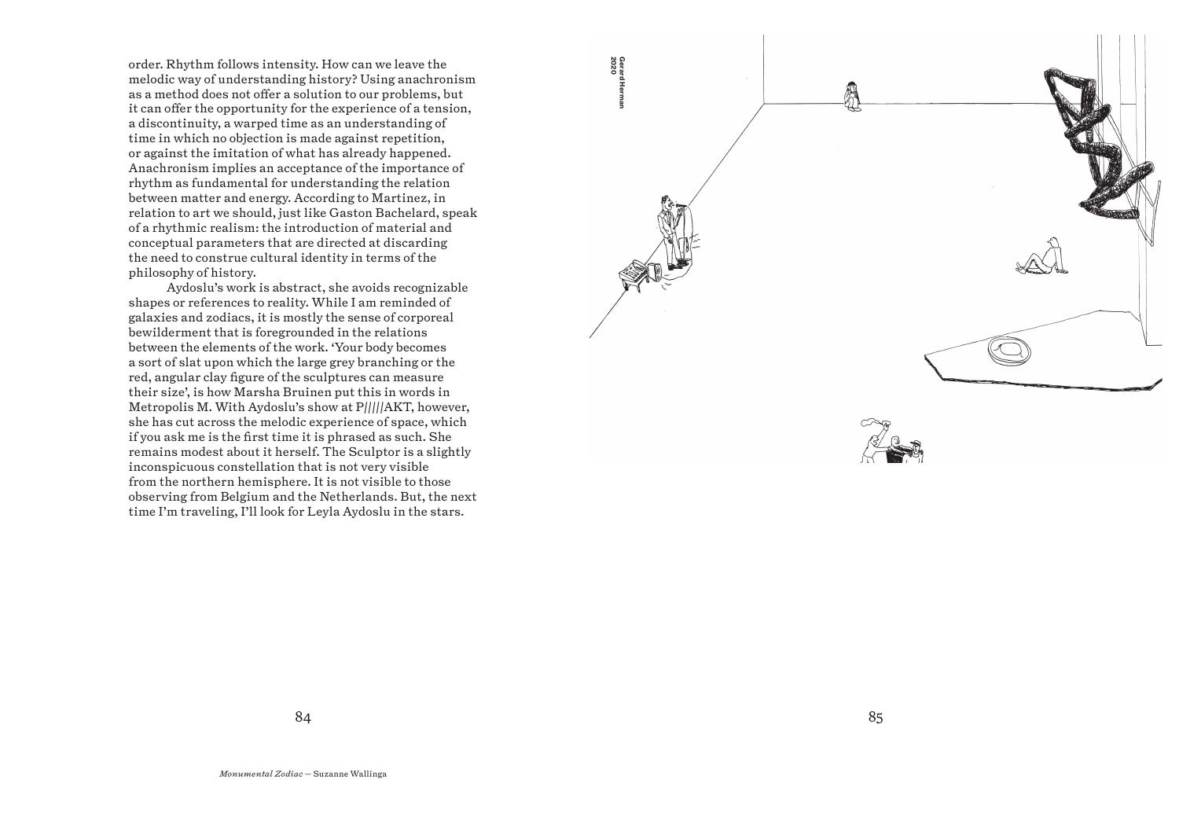order. Rhythm follows intensity. How can we leave the melodic way of understanding history? Using anachronism as a method does not offer a solution to our problems, but it can offer the opportunity for the experience of a tension, a discontinuity, a warped time as an understanding of time in which no objection is made against repetition, or against the imitation of what has already happened. Anachronism implies an acceptance of the importance of rhythm as fundamental for understanding the relation between matter and energy. According to Martinez, in relation to art we should, just like Gaston Bachelard, speak of a rhythmic realism: the introduction of material and conceptual parameters that are directed at discarding the need to construe cultural identity in terms of the philosophy of history.

Aydoslu's work is abstract, she avoids recognizable shapes or references to reality. While I am reminded of galaxies and zodiacs, it is mostly the sense of corporeal bewilderment that is foregrounded in the relations between the elements of the work. 'Your body becomes a sort of slat upon which the large grey branching or the red, angular clay figure of the sculptures can measure their size', is how Marsha Bruinen put this in words in Metropolis M. With Aydoslu's show at P/////AKT, however, she has cut across the melodic experience of space, which if you ask me is the first time it is phrased as such. She remains modest about it herself. The Sculptor is a slightly inconspicuous constellation that is not very visible from the northern hemisphere. It is not visible to those observing from Belgium and the Netherlands. But, the next time I'm traveling, I'll look for Leyla Aydoslu in the stars.

Gerard Herman
2020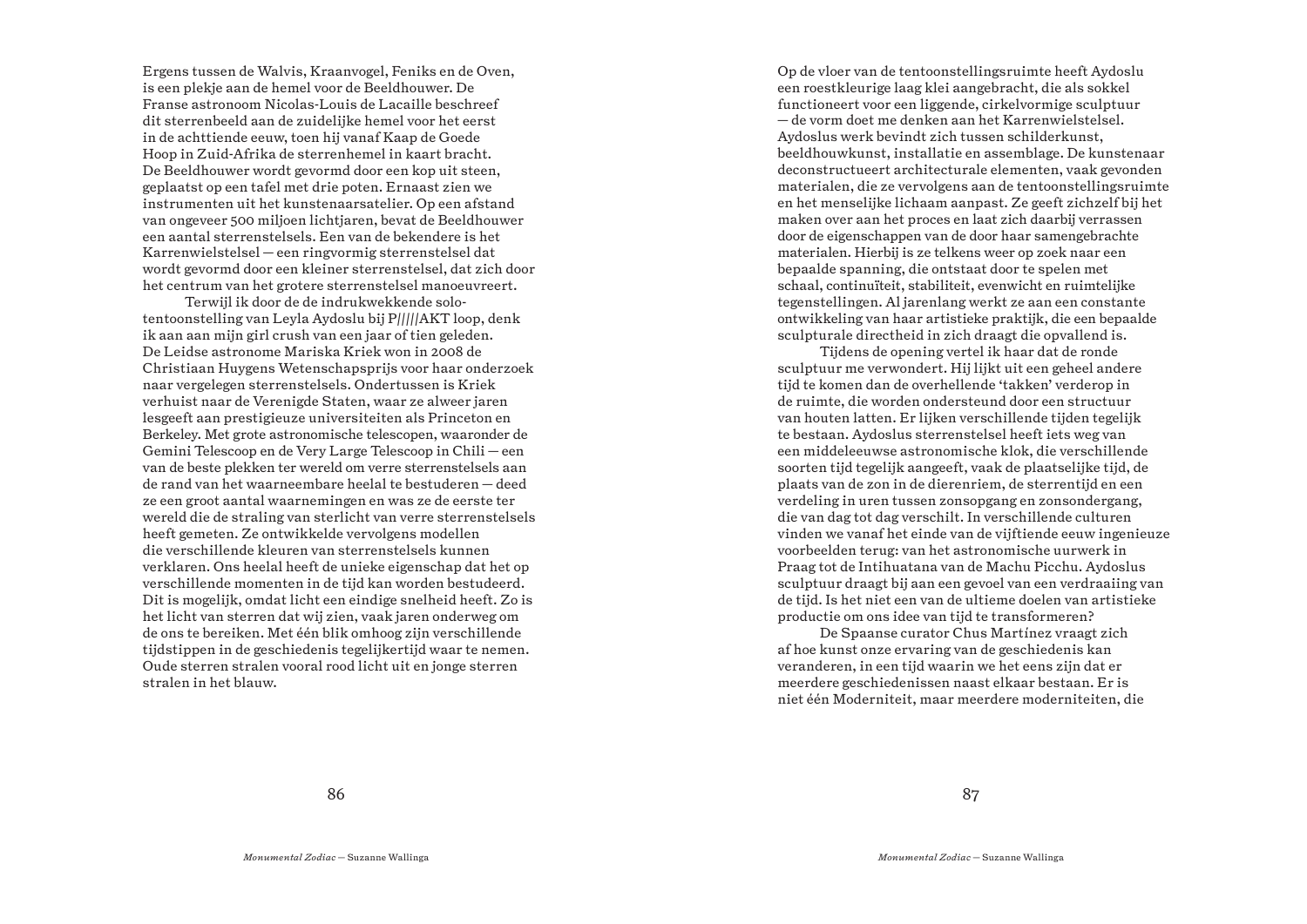Ergens tussen de Walvis, Kraanvogel, Feniks en de Oven, is een plekje aan de hemel voor de Beeldhouwer. De Franse astronoom Nicolas-Louis de Lacaille beschreef dit sterrenbeeld aan de zuidelijke hemel voor het eerst in de achttiende eeuw, toen hij vanaf Kaap de Goede Hoop in Zuid-Afrika de sterrenhemel in kaart bracht. De Beeldhouwer wordt gevormd door een kop uit steen, geplaatst op een tafel met drie poten. Ernaast zien we instrumenten uit het kunstenaarsatelier. Op een afstand van ongeveer 500 miljoen lichtjaren, bevat de Beeldhouwer een aantal sterrenstelsels. Een van de bekendere is het Karrenwielstelsel — een ringvormig sterrenstelsel dat wordt gevormd door een kleiner sterrenstelsel, dat zich door het centrum van het grotere sterrenstelsel manoeuvreert.

Terwijl ik door de indrukwekkende solotentoonstelling van Leyla Aydoslu bij P/////AKT loop, denk ik aan aan mijn girl crush van een jaar of tien geleden. De Leidse astronome Mariska Kriek won in 2008 de Christiaan Huygens Wetenschapsprijs voor haar onderzoek naar vergelegen sterrenstelsels. Ondertussen is Kriek verhuist naar de Verenigde Staten, waar ze alweer jaren lesgeeft aan prestigieuze universiteiten als Princeton en Berkeley. Met grote astronomische telescopen, waaronder de Gemini Telescoop en de Very Large Telescoop in Chili — een van de beste plekken ter wereld om verre sterrenstelsels aan de rand van het waarneembare heelal te bestuderen — deed ze een groot aantal waarnemingen en was ze de eerste ter wereld die de straling van sterlicht van verre sterrenstelsels heeft gemeten. Ze ontwikkelde vervolgens modellen die verschillende kleuren van sterrenstelsels kunnen verklaren. Ons heelal heeft de unieke eigenschap dat het op verschillende momenten in de tijd kan worden bestudeerd. Dit is mogelijk, omdat licht een eindige snelheid heeft. Zo is het licht van sterren dat wij zien, vaak jaren onderweg om de ons te bereiken. Met één blik omhoog zijn verschillende tijdstippen in de geschiedenis tegelijkertijd waar te nemen. Oude sterren stralen vooral rood licht uit en jonge sterren stralen in het blauw.

Op de vloer van de tentoonstellingsruimte heeft Aydoslu een roestkleurige laag klei aangebracht, die als sokkel functioneert voor een liggende, cirkelvormige sculptuur — de vorm doet me denken aan het Karrenwielstelsel. Aydoslus werk bevindt zich tussen schilderkunst, beeldhouwkunst, installatie en assemblage. De kunstenaar deconstructueert architecturale elementen, vaak gevonden materialen, die ze vervolgens aan de tentoonstellingsruimte en het menselijke lichaam aanpast. Ze geeft zichzelf bij het maken over aan het proces en laat zich daarbij verrassen door de eigenschappen van de door haar samengebrachte materialen. Hierbij is ze telkens weer op zoek naar een bepaalde spanning, die ontstaat door te spelen met schaal, continuïteit, stabiliteit, evenwicht en ruimtelijke tegenstellingen. Al jarenlang werkt ze aan een constante ontwikkeling van haar artistieke praktijk, die een bepaalde sculpturale directheid in zich draagt die opvallend is.

Tijdens de opening vertel ik haar dat de ronde sculptuur me verwondert. Hij lijkt uit een geheel andere tijd te komen dan de overhellende 'takken' verderop in de ruimte, die worden ondersteund door een structuur van houten latten. Er lijken verschillende tijden tegelijk te bestaan. Aydoslus sterrenstelsel heeft iets weg van een middeleeuwse astronomische klok, die verschillende soorten tijd tegelijk aangeeft, vaak de plaatselijke tijd, de plaats van de zon in de dierenriem, de sterrentijd en een verdeling in uren tussen zonsopgang en zonsondergang, die van dag tot dag verschilt. In verschillende culturen vinden we vanaf het einde van de vijftiende eeuw ingenieuze voorbeelden terug: van het astronomische uurwerk in Praag tot de Intihuatana van de Machu Picchu. Aydoslus sculptuur draagt bij aan een gevoel van een verdraaiing van de tijd. Is het niet een van de ultieme doelen van artistieke productie om ons idee van tijd te transformeren?

De Spaanse curator Chus Martínez vraagt zich af hoe kunst onze ervaring van de geschiedenis kan veranderen, in een tijd waarin we het eens zijn dat er meerdere geschiedenissen naast elkaar bestaan. Er is niet één Moderniteit, maar meerdere moderniteiten, die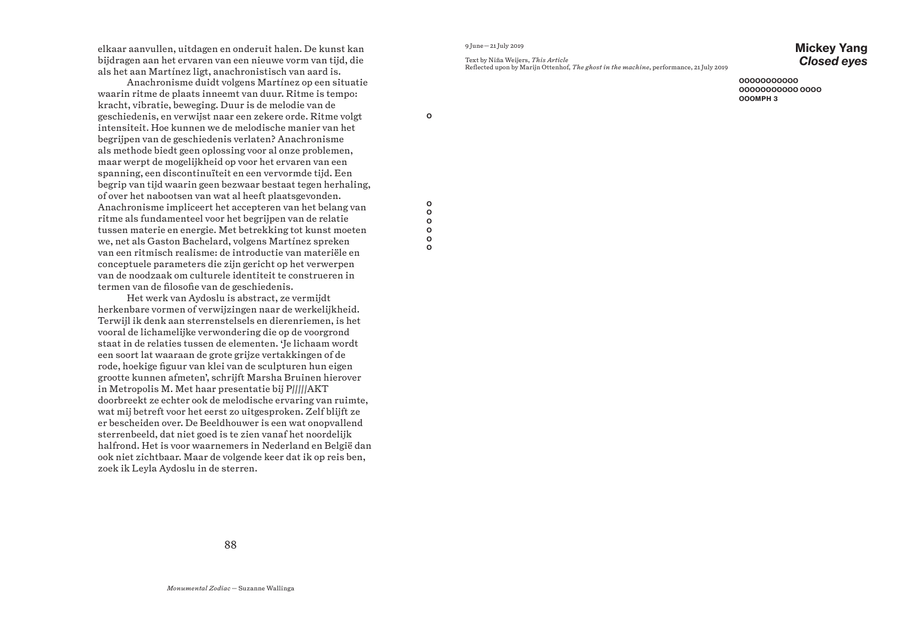elkaar aanvullen, uitdagen en onderuit halen. De kunst kan bijdragen aan het ervaren van een nieuwe vorm van tijd, die als het aan Martínez ligt, anachronistisch van aard is.

Anachronisme duidt volgens Martínez op een situatie waarin ritme de plaats inneemt van duur. Ritme is tempo: kracht, vibratie, beweging. Duur is de melodie van de geschiedenis, en verwijst naar een zekere orde. Ritme volgt intensiteit. Hoe kunnen we de melodische manier van het begrijpen van de geschiedenis verlaten? Anachronisme als methode biedt geen oplossing voor al onze problemen, maar werpt de mogelijkheid op voor het ervaren van een spanning, een discontinuïteit en een vervormde tijd. Een begrip van tijd waarin geen bezwaar bestaat tegen herhaling, of over het nabootsen van wat al heeft plaatsgevonden. Anachronisme impliceert het accepteren van het belang van ritme als fundamenteel voor het begrijpen van de relatie tussen materie en energie. Met betrekking tot kunst moeten we, net als Gaston Bachelard, volgens Martínez spreken van een ritmisch realisme: de introductie van materiële en conceptuele parameters die zijn gericht op het verwerpen van de noodzaak om culturele identiteit te construeren in termen van de filosofie van de geschiedenis.

Het werk van Aydoslu is abstract, ze vermijdt herkenbare vormen of verwijzingen naar de werkelijkheid. Terwijl ik denk aan sterrenstelsels en dierenriemen, is het vooral de lichamelijke verwondering die op de voorgrond staat in de relaties tussen de elementen. 'Je lichaam wordt een soort lat waaraan de grote grijze vertakkingen of de rode, hoekige figuur van klei van de sculpturen hun eigen grootte kunnen afmeten', schrijft Marsha Bruinen hierover in Metropolis M. Met haar presentatie bij P/////AKT doorbreekt ze echter ook de melodische ervaring van ruimte, wat mij betreft voor het eerst zo uitgesproken. Zelf blijft ze er bescheiden over. De Beeldhouwer is een wat onopvallend sterrenbeeld, dat niet goed is te zien vanaf het noordelijk halfrond. Het is voor waarnemers in Nederland en België dan ook niet zichtbaar. Maar de volgende keer dat ik op reis ben, zoek ik Leyla Aydoslu in de sterren.

*Monumental Zodiac* — Suzanne Wallinga

# Mickey Yang
## *Closed eyes*

**OOOOOOOOOOO**
**OOOOOOOOOOO OOOO**
**OOOMPH 3**

9 June — 21 July 2019

Text by Niña Weijers, *This Article*
Reflected upon by Marijn Ottenhof, *The ghost in the machine*, performance, 21 July 2019

O

O
O
O
O
O
O